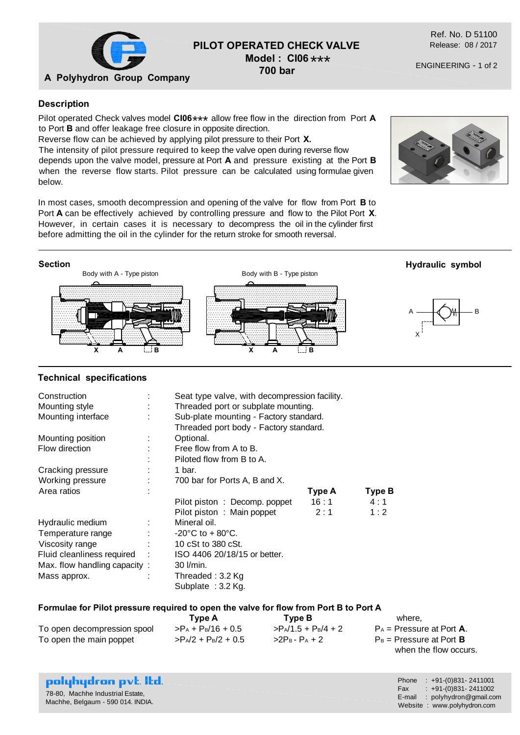# PILOT OPERATED CHECK VALVE

**Model : CI06 ∗∗∗**

**700 bar**

A Polyhydron Group Company

Ref. No. D 51100
Release: 08 / 2017

ENGINEERING - 1 of 2

## Description

Pilot operated Check valves model **CI06∗∗∗** allow free flow in the direction from Port **A** to Port **B** and offer leakage free closure in opposite direction.
Reverse flow can be achieved by applying pilot pressure to their Port **X.**
The intensity of pilot pressure required to keep the valve open during reverse flow depends upon the valve model, pressure at Port **A** and pressure existing at the Port **B** when the reverse flow starts. Pilot pressure can be calculated using formulae given below.

In most cases, smooth decompression and opening of the valve for flow from Port **B** to Port **A** can be effectively achieved by controlling pressure and flow to the Pilot Port **X**. However, in certain cases it is necessary to decompress the oil in the cylinder first before admitting the oil in the cylinder for the return stroke for smooth reversal.

## Section

Body with A - Type piston

X A B

Body with B - Type piston

X A B

**Hydraulic symbol**

A B X

## Technical specifications

| | | | | |
|---|---|---|---|---|
| Construction | : | Seat type valve, with decompression facility. | | |
| Mounting style | : | Threaded port or subplate mounting. | | |
| Mounting interface | : | Sub-plate mounting - Factory standard. | | |
| | | Threaded port body - Factory standard. | | |
| Mounting position | : | Optional. | | |
| Flow direction | : | Free flow from A to B. | | |
| | : | Piloted flow from B to A. | | |
| Cracking pressure | : | 1 bar. | | |
| Working pressure | : | 700 bar for Ports A, B and X. | | |
| Area ratios | : | | **Type A** | **Type B** |
| | | Pilot piston : Decomp. poppet | 16 : 1 | 4 : 1 |
| | | Pilot piston : Main poppet | 2 : 1 | 1 : 2 |
| Hydraulic medium | : | Mineral oil. | | |
| Temperature range | : | -20°C to + 80°C. | | |
| Viscosity range | : | 10 cSt to 380 cSt. | | |
| Fluid cleanliness required | : | ISO 4406 20/18/15 or better. | | |
| Max. flow handling capacity | : | 30 l/min. | | |
| Mass approx. | : | Threaded : 3.2 Kg | | |
| | | Subplate : 3.2 Kg. | | |

### Formulae for Pilot pressure required to open the valve for flow from Port B to Port A

| | Type A | Type B |
|---|---|---|
| To open decompression spool | $>P_A + P_B/16 + 0.5$ | $>P_A/1.5 + P_B/4 + 2$ |
| To open the main poppet | $>P_A/2 + P_B/2 + 0.5$ | $>2P_B - P_A + 2$ |

where,
$P_A$ = Pressure at Port **A**.
$P_B$ = Pressure at Port **B**
when the flow occurs.

**polyhydron pvt. ltd.**
78-80, Machhe Industrial Estate,
Machhe, Belgaum - 590 014. INDIA.

Phone : +91-(0)831- 2411001
Fax : +91-(0)831- 2411002
E-mail : polyhydron@gmail.com
Website : www.polyhydron.com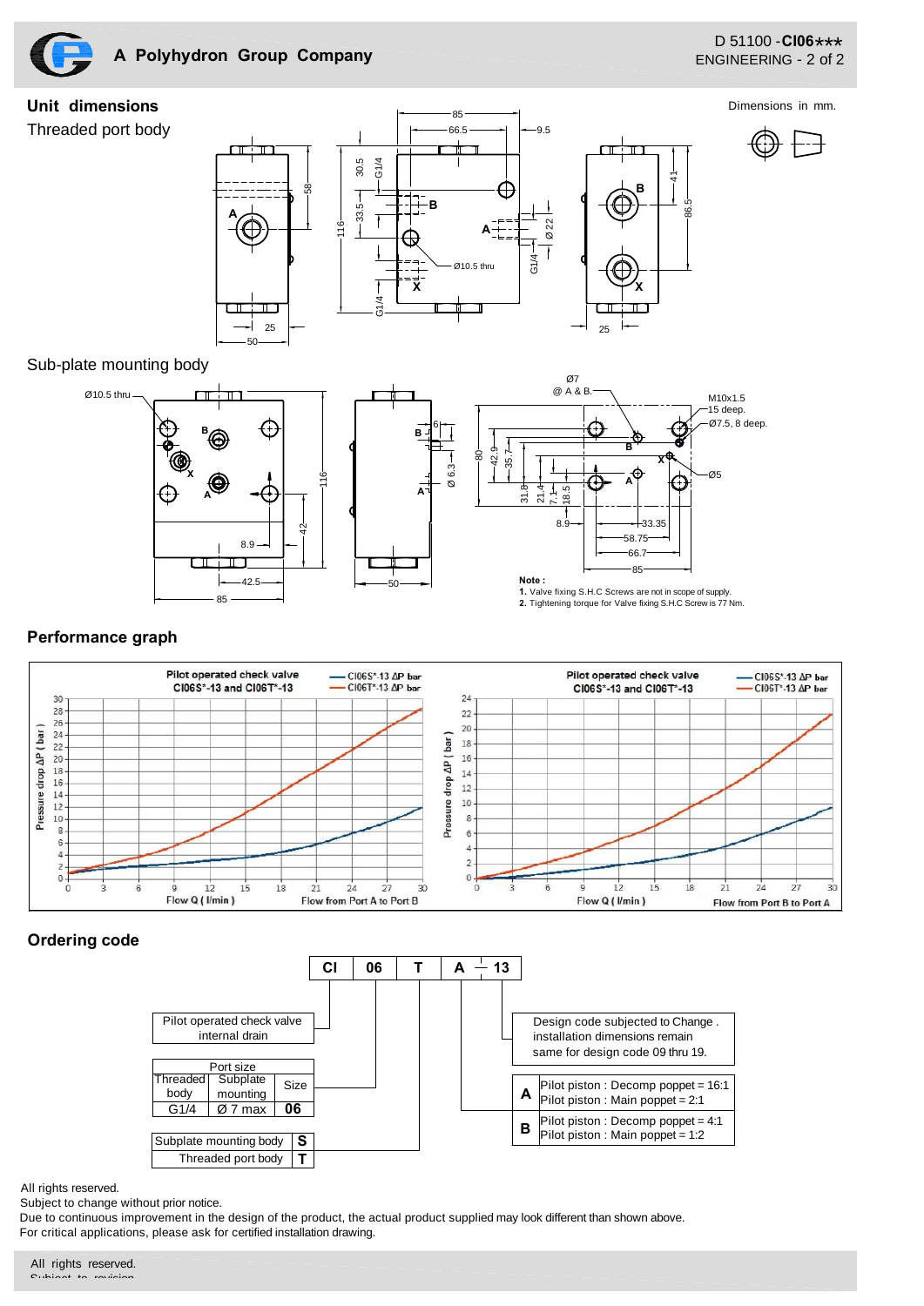## Unit dimensions

Dimensions in mm.

### Threaded port body

A
58
25
50
85
66.5
9.5
30.5
G1/4
33.5
116
B
A
Ø 22
X
Ø10.5 thru
G1/4
G1/4
B
41
86.5
X
25

### Sub-plate mounting body

Ø10.5 thru
B
X
A
116
42
8.9
42.5
85
6
B
Ø 6.3
A
50
Ø7 @ A & B.
M10x1.5 15 deep.
Ø7.5, 8 deep.
Ø5
B
X
A
80
42.9
35.7
31.8
21.4
7.1
18.5
8.9
33.35
58.75
66.7
85

**Note :**
1. Valve fixing S.H.C Screws are not in scope of supply.
2. Tightening torque for Valve fixing S.H.C Screw is 77 Nm.

## Performance graph

Pilot operated check valve
CI06S*-13 and CI06T*-13
CI06S*-13 ΔP bar
CI06T*-13 ΔP bar
Pressure drop ΔP ( bar )
0 2 4 6 8 10 12 14 16 18 20 22 24 26 28 30
0 3 6 9 12 15 18 21 24 27 30
Flow Q ( l/min )
Flow from Port A to Port B

Pilot operated check valve
CI06S*-13 and CI06T*-13
CI06S*-13 ΔP bar
CI06T*-13 ΔP bar
Pressure drop ΔP ( bar )
0 2 4 6 8 10 12 14 16 18 20 22 24
0 3 6 9 12 15 18 21 24 27 30
Flow Q ( l/min )
Flow from Port B to Port A

## Ordering code

| CI | 06 | T | A – 13 |
|---|---|---|---|

- **CI** – Pilot operated check valve internal drain
- **06** – Port size

| Port size | | |
|---|---|---|
| Threaded body | Subplate mounting | Size |
| G1/4 | Ø 7 max | **06** |

- **T** –

| | |
|---|---|
| Subplate mounting body | **S** |
| Threaded port body | **T** |

- **A** –

| | |
|---|---|
| **A** | Pilot piston : Decomp poppet = 16:1<br>Pilot piston : Main poppet = 2:1 |
| **B** | Pilot piston : Decomp poppet = 4:1<br>Pilot piston : Main poppet = 1:2 |

- **13** – Design code subjected to Change . installation dimensions remain same for design code 09 thru 19.

All rights reserved.
Subject to change without prior notice.
Due to continuous improvement in the design of the product, the actual product supplied may look different than shown above.
For critical applications, please ask for certified installation drawing.